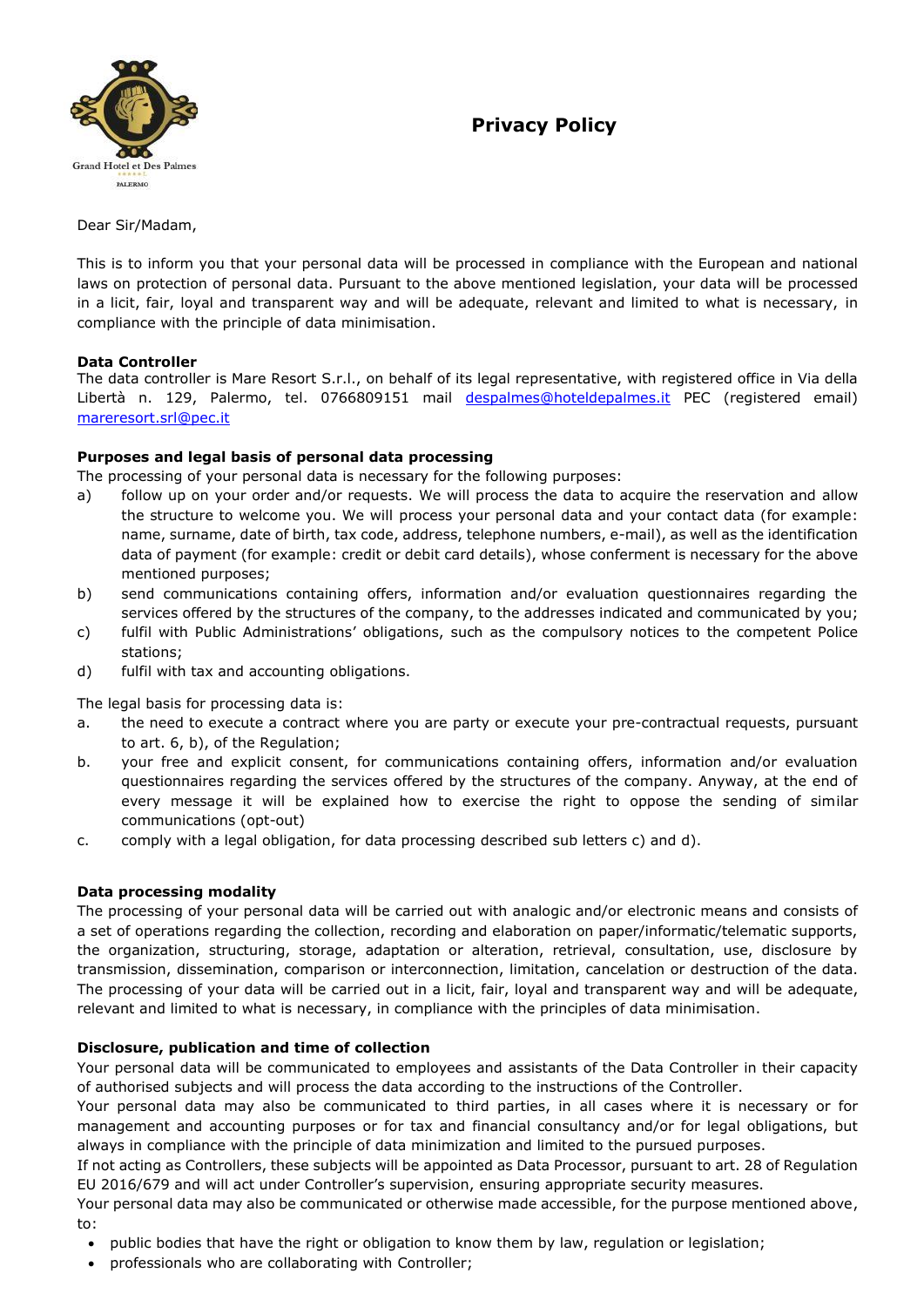# Privacy Policy

Dear Sir/Madam,

This is to inform you that your personal data will be processed in compliance with the European and national laws on protection of personal data. Pursuant to the above mentioned legislation, your data will be processed in a licit, fair, loyal and transparent way and will be adequate, relevant and limited to what is necessary, in compliance with the principle of data minimisation.

**Data Controller**
The data controller is Mare Resort S.r.l., on behalf of its legal representative, with registered office in Via della Libertà n. 129, Palermo, tel. 0766809151 mail despalmes@hoteldepalmes.it PEC (registered email) mareresort.srl@pec.it

**Purposes and legal basis of personal data processing**
The processing of your personal data is necessary for the following purposes:

a) follow up on your order and/or requests. We will process the data to acquire the reservation and allow the structure to welcome you. We will process your personal data and your contact data (for example: name, surname, date of birth, tax code, address, telephone numbers, e-mail), as well as the identification data of payment (for example: credit or debit card details), whose conferment is necessary for the above mentioned purposes;
b) send communications containing offers, information and/or evaluation questionnaires regarding the services offered by the structures of the company, to the addresses indicated and communicated by you;
c) fulfil with Public Administrations' obligations, such as the compulsory notices to the competent Police stations;
d) fulfil with tax and accounting obligations.

The legal basis for processing data is:

a. the need to execute a contract where you are party or execute your pre-contractual requests, pursuant to art. 6, b), of the Regulation;
b. your free and explicit consent, for communications containing offers, information and/or evaluation questionnaires regarding the services offered by the structures of the company. Anyway, at the end of every message it will be explained how to exercise the right to oppose the sending of similar communications (opt-out)
c. comply with a legal obligation, for data processing described sub letters c) and d).

**Data processing modality**
The processing of your personal data will be carried out with analogic and/or electronic means and consists of a set of operations regarding the collection, recording and elaboration on paper/informatic/telematic supports, the organization, structuring, storage, adaptation or alteration, retrieval, consultation, use, disclosure by transmission, dissemination, comparison or interconnection, limitation, cancelation or destruction of the data. The processing of your data will be carried out in a licit, fair, loyal and transparent way and will be adequate, relevant and limited to what is necessary, in compliance with the principles of data minimisation.

**Disclosure, publication and time of collection**
Your personal data will be communicated to employees and assistants of the Data Controller in their capacity of authorised subjects and will process the data according to the instructions of the Controller.
Your personal data may also be communicated to third parties, in all cases where it is necessary or for management and accounting purposes or for tax and financial consultancy and/or for legal obligations, but always in compliance with the principle of data minimization and limited to the pursued purposes.
If not acting as Controllers, these subjects will be appointed as Data Processor, pursuant to art. 28 of Regulation EU 2016/679 and will act under Controller's supervision, ensuring appropriate security measures.
Your personal data may also be communicated or otherwise made accessible, for the purpose mentioned above, to:

- public bodies that have the right or obligation to know them by law, regulation or legislation;
- professionals who are collaborating with Controller;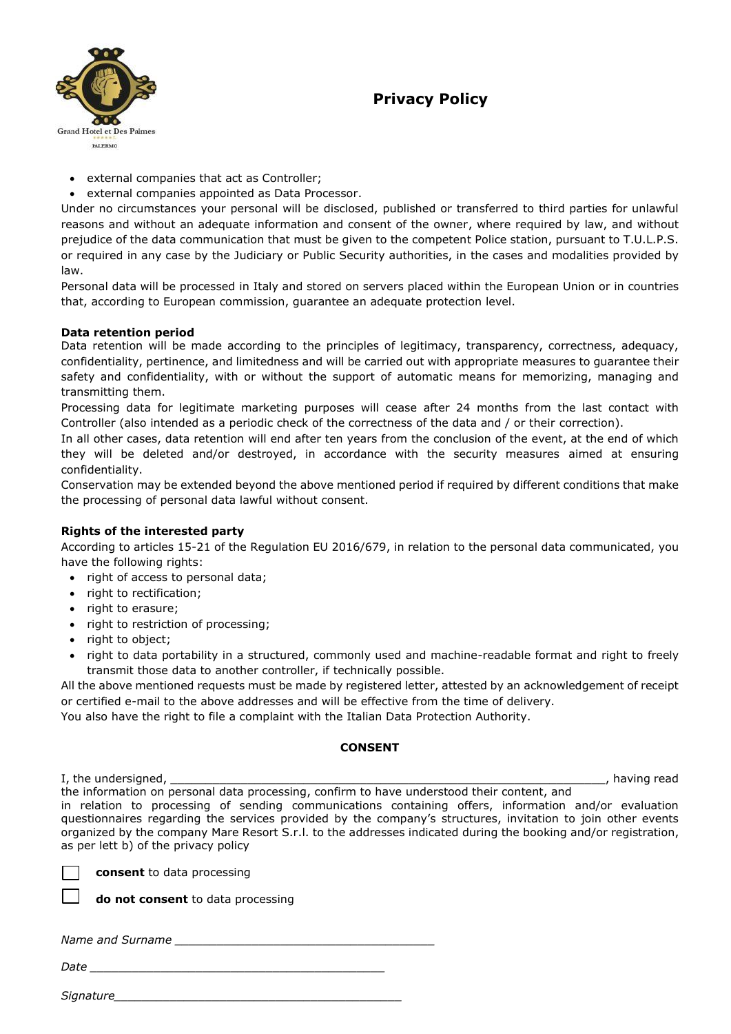# Privacy Policy

- external companies that act as Controller;
- external companies appointed as Data Processor.

Under no circumstances your personal will be disclosed, published or transferred to third parties for unlawful reasons and without an adequate information and consent of the owner, where required by law, and without prejudice of the data communication that must be given to the competent Police station, pursuant to T.U.L.P.S. or required in any case by the Judiciary or Public Security authorities, in the cases and modalities provided by law.

Personal data will be processed in Italy and stored on servers placed within the European Union or in countries that, according to European commission, guarantee an adequate protection level.

**Data retention period**

Data retention will be made according to the principles of legitimacy, transparency, correctness, adequacy, confidentiality, pertinence, and limitedness and will be carried out with appropriate measures to guarantee their safety and confidentiality, with or without the support of automatic means for memorizing, managing and transmitting them.

Processing data for legitimate marketing purposes will cease after 24 months from the last contact with Controller (also intended as a periodic check of the correctness of the data and / or their correction).

In all other cases, data retention will end after ten years from the conclusion of the event, at the end of which they will be deleted and/or destroyed, in accordance with the security measures aimed at ensuring confidentiality.

Conservation may be extended beyond the above mentioned period if required by different conditions that make the processing of personal data lawful without consent.

**Rights of the interested party**

According to articles 15-21 of the Regulation EU 2016/679, in relation to the personal data communicated, you have the following rights:

- right of access to personal data;
- right to rectification;
- right to erasure;
- right to restriction of processing;
- right to object;
- right to data portability in a structured, commonly used and machine-readable format and right to freely transmit those data to another controller, if technically possible.

All the above mentioned requests must be made by registered letter, attested by an acknowledgement of receipt or certified e-mail to the above addresses and will be effective from the time of delivery.

You also have the right to file a complaint with the Italian Data Protection Authority.

**CONSENT**

I, the undersigned, _________________________________________________________________, having read the information on personal data processing, confirm to have understood their content, and in relation to processing of sending communications containing offers, information and/or evaluation questionnaires regarding the services provided by the company's structures, invitation to join other events organized by the company Mare Resort S.r.l. to the addresses indicated during the booking and/or registration, as per lett b) of the privacy policy

☐ **consent** to data processing

☐ **do not consent** to data processing

*Name and Surname* ____________________________________

*Date* __________________________________________

*Signature*__________________________________________